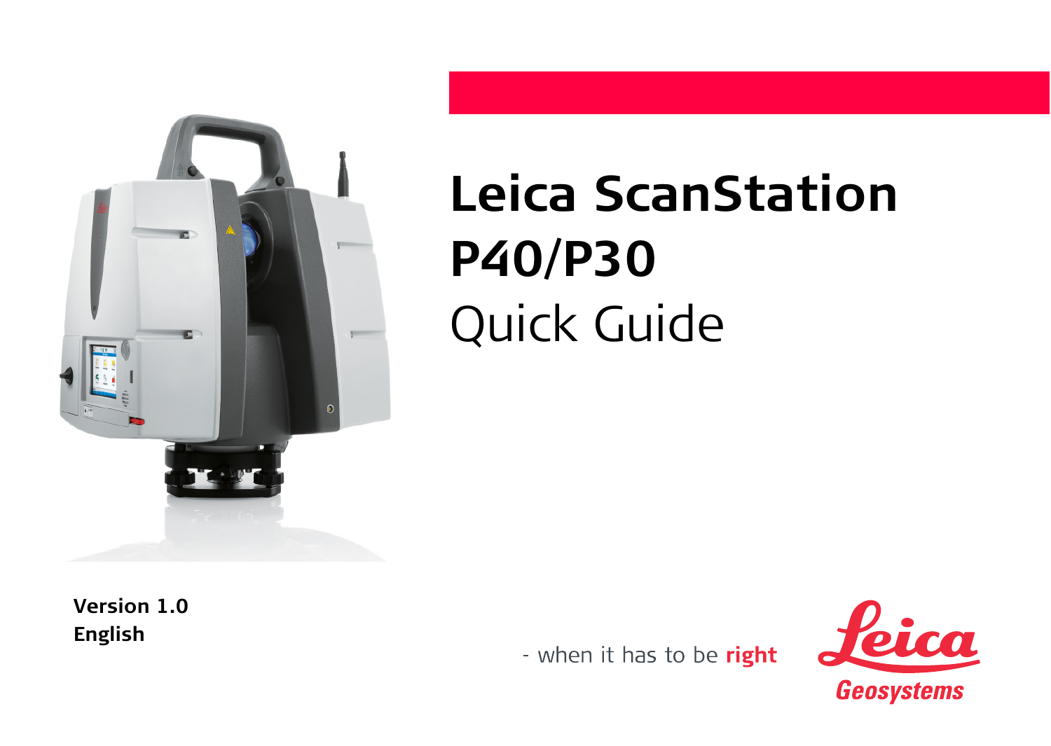# Leica ScanStation P40/P30

## Quick Guide

**Version 1.0**
**English**

- when it has to be **right**

Leica
Geosystems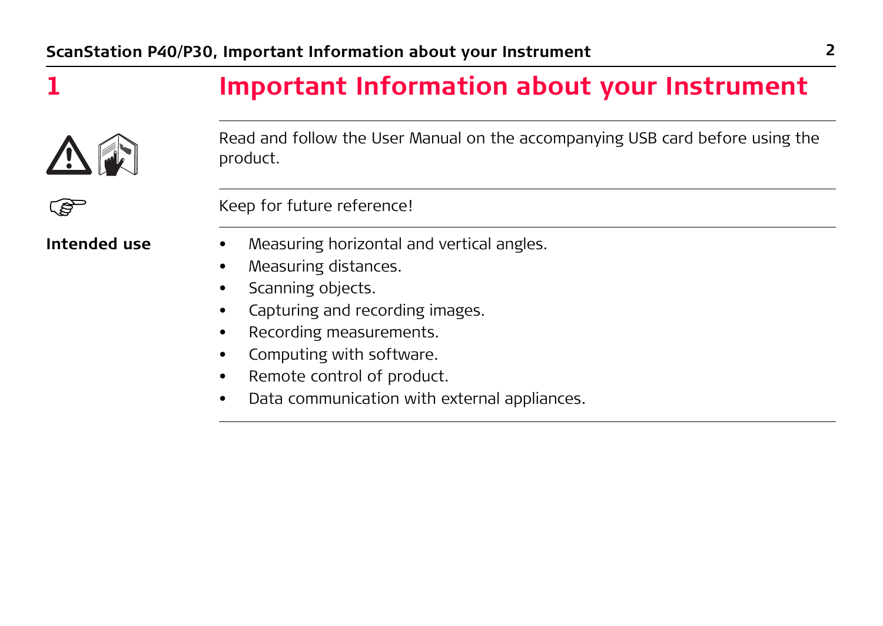# 1 Important Information about your Instrument

Read and follow the User Manual on the accompanying USB card before using the product.

Keep for future reference!

**Intended use**

- Measuring horizontal and vertical angles.
- Measuring distances.
- Scanning objects.
- Capturing and recording images.
- Recording measurements.
- Computing with software.
- Remote control of product.
- Data communication with external appliances.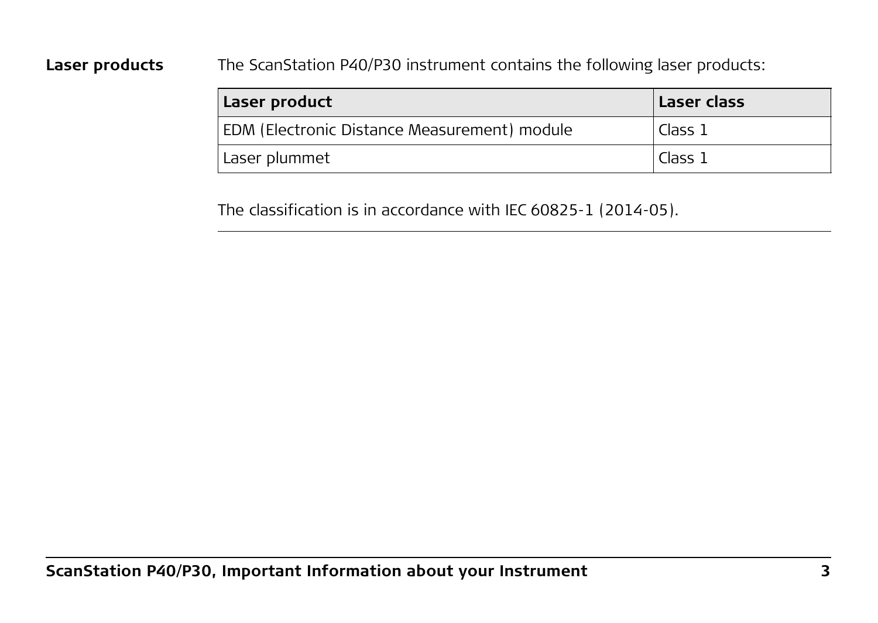**Laser products**

The ScanStation P40/P30 instrument contains the following laser products:

| Laser product | Laser class |
|---|---|
| EDM (Electronic Distance Measurement) module | Class 1 |
| Laser plummet | Class 1 |

The classification is in accordance with IEC 60825-1 (2014-05).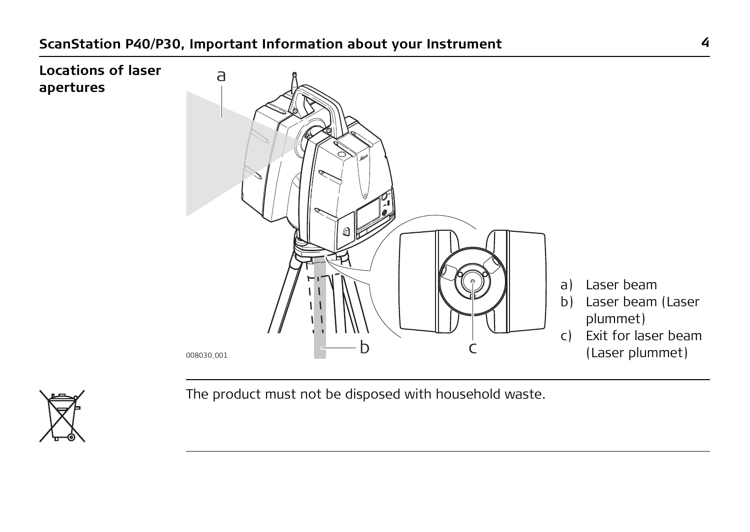**Locations of laser apertures**

a) Laser beam
b) Laser beam (Laser plummet)
c) Exit for laser beam (Laser plummet)

The product must not be disposed with household waste.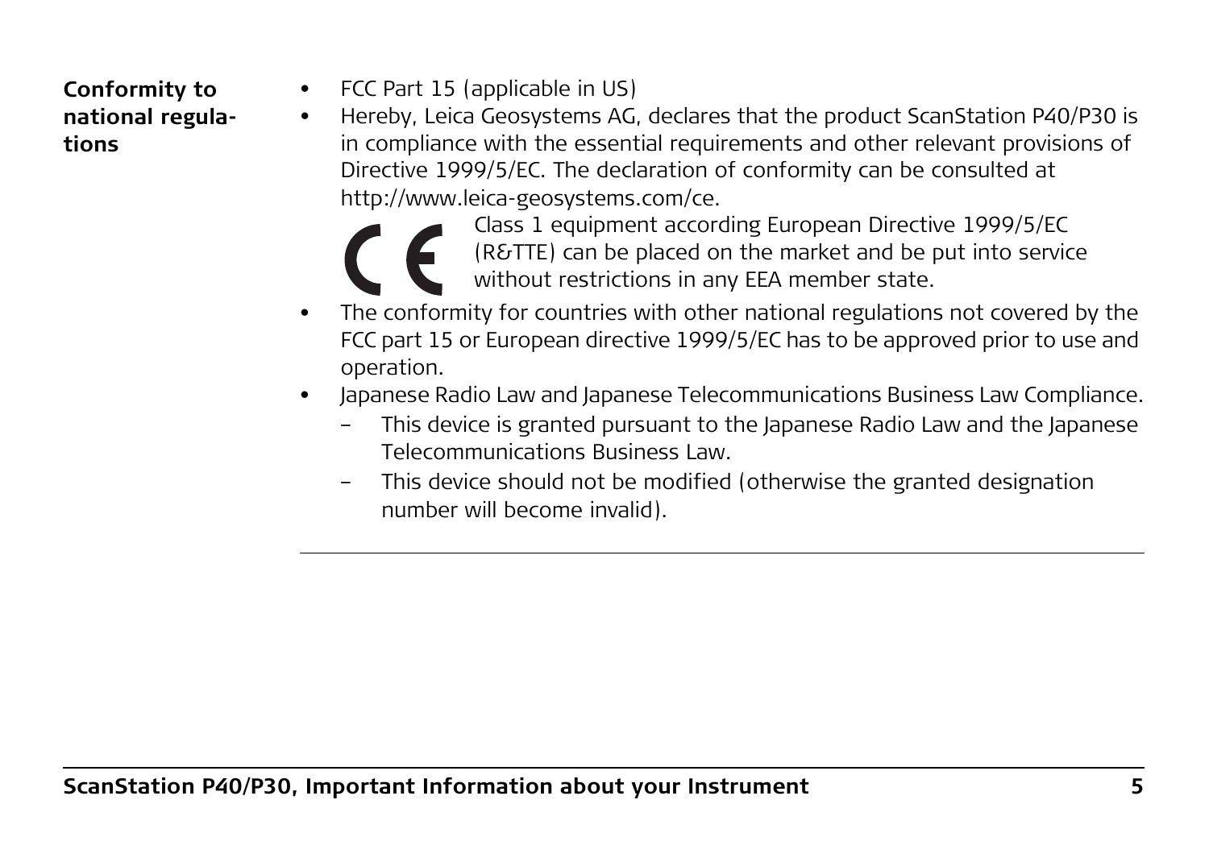**Conformity to national regulations**

- FCC Part 15 (applicable in US)
- Hereby, Leica Geosystems AG, declares that the product ScanStation P40/P30 is in compliance with the essential requirements and other relevant provisions of Directive 1999/5/EC. The declaration of conformity can be consulted at http://www.leica-geosystems.com/ce.

  CE — Class 1 equipment according European Directive 1999/5/EC (R&TTE) can be placed on the market and be put into service without restrictions in any EEA member state.
- The conformity for countries with other national regulations not covered by the FCC part 15 or European directive 1999/5/EC has to be approved prior to use and operation.
- Japanese Radio Law and Japanese Telecommunications Business Law Compliance.
  - This device is granted pursuant to the Japanese Radio Law and the Japanese Telecommunications Business Law.
  - This device should not be modified (otherwise the granted designation number will become invalid).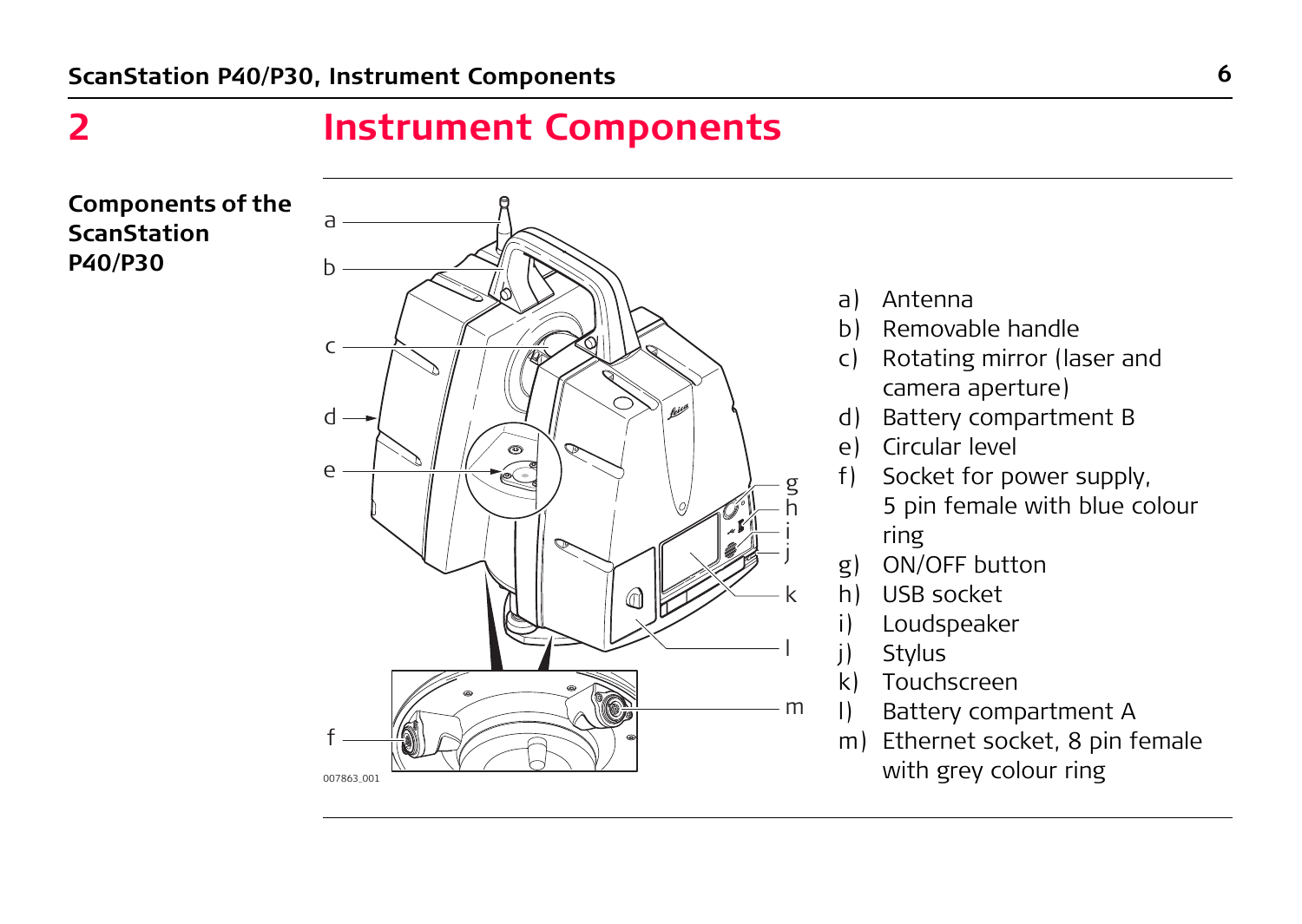# 2 Instrument Components

**Components of the ScanStation P40/P30**

a) Antenna
b) Removable handle
c) Rotating mirror (laser and camera aperture)
d) Battery compartment B
e) Circular level
f) Socket for power supply, 5 pin female with blue colour ring
g) ON/OFF button
h) USB socket
i) Loudspeaker
j) Stylus
k) Touchscreen
l) Battery compartment A
m) Ethernet socket, 8 pin female with grey colour ring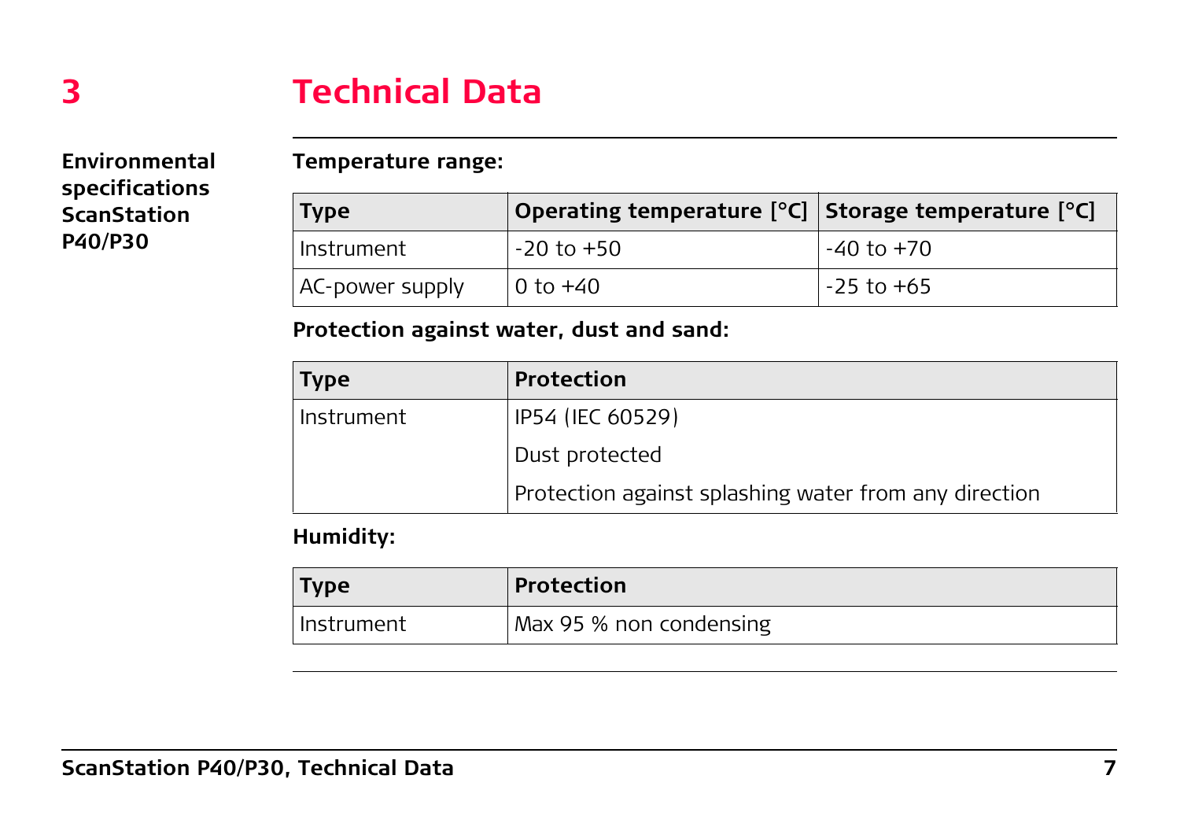# 3 Technical Data

**Environmental specifications ScanStation P40/P30**

**Temperature range:**

| Type | Operating temperature [°C] | Storage temperature [°C] |
|---|---|---|
| Instrument | -20 to +50 | -40 to +70 |
| AC-power supply | 0 to +40 | -25 to +65 |

**Protection against water, dust and sand:**

| Type | Protection |
|---|---|
| Instrument | IP54 (IEC 60529) |
| | Dust protected |
| | Protection against splashing water from any direction |

**Humidity:**

| Type | Protection |
|---|---|
| Instrument | Max 95 % non condensing |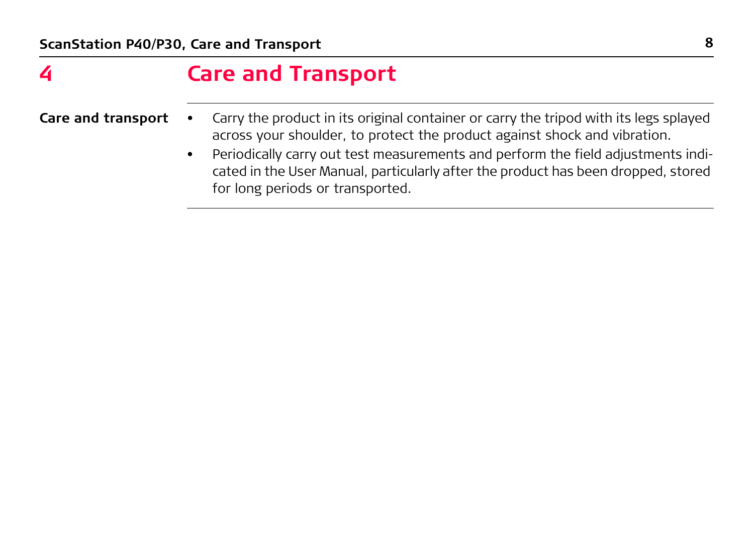# 4 Care and Transport

**Care and transport**

- Carry the product in its original container or carry the tripod with its legs splayed across your shoulder, to protect the product against shock and vibration.
- Periodically carry out test measurements and perform the field adjustments indicated in the User Manual, particularly after the product has been dropped, stored for long periods or transported.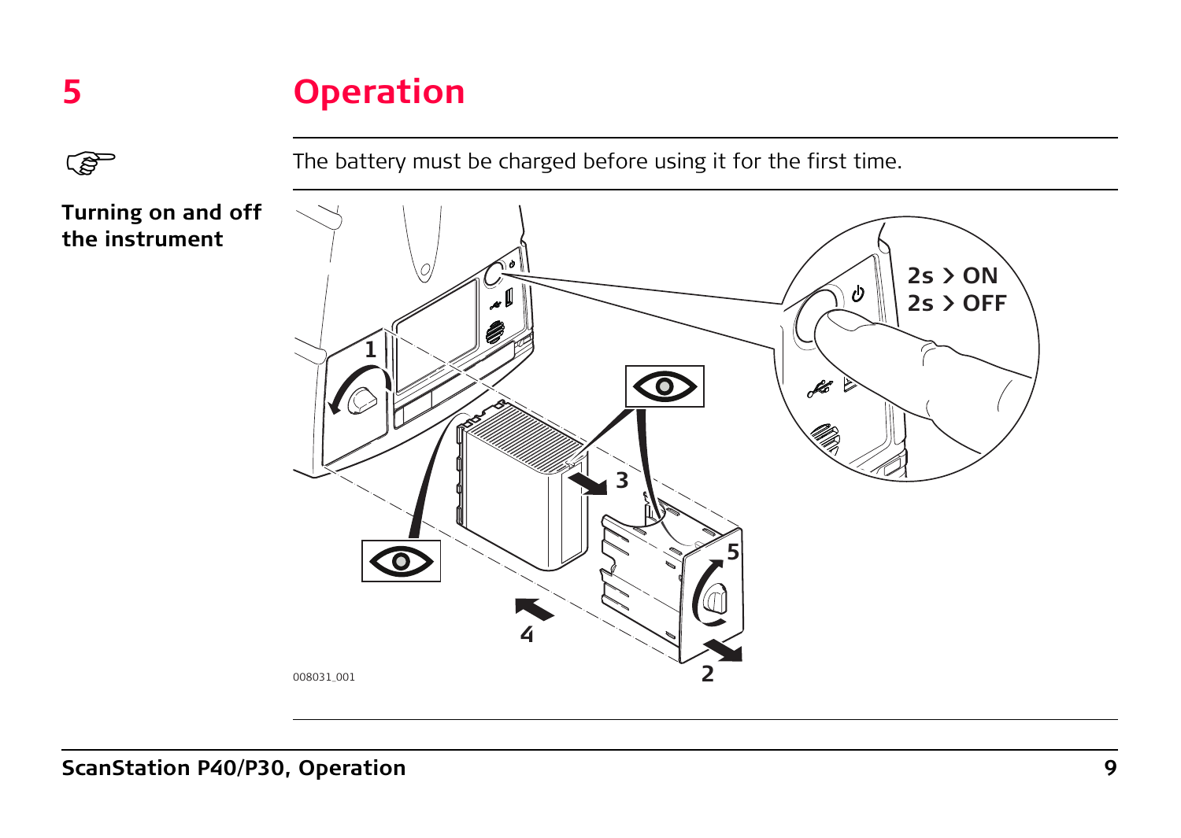# 5 Operation

☞ The battery must be charged before using it for the first time.

**Turning on and off the instrument**

2s > ON
2s > OFF

008031_001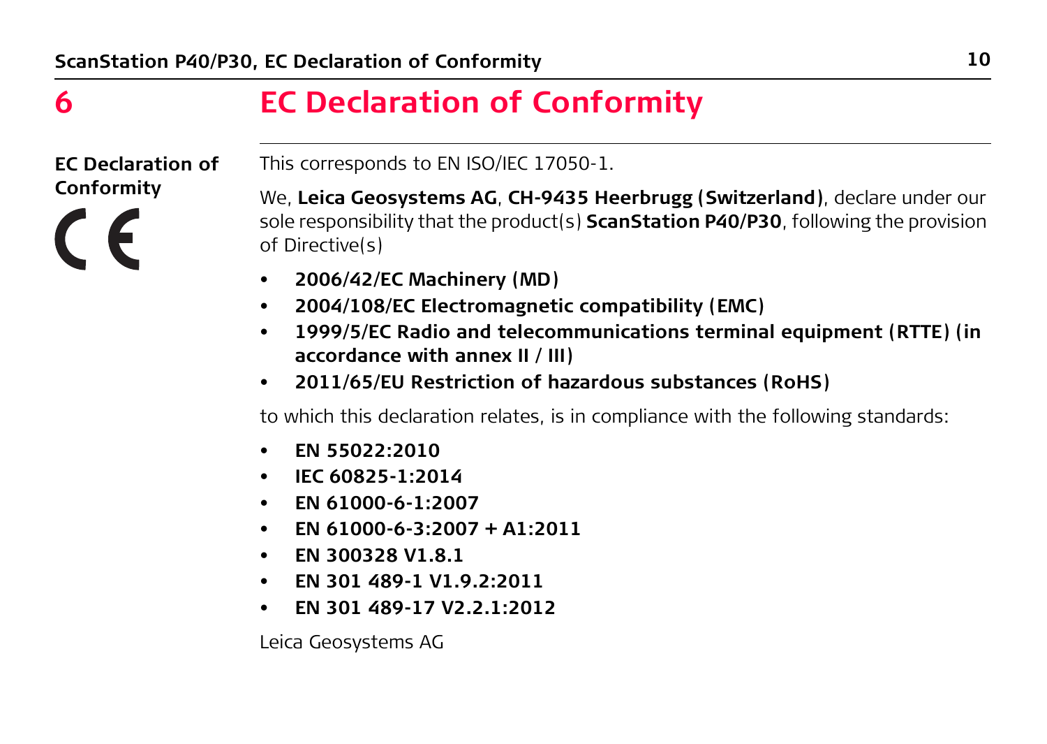# 6 EC Declaration of Conformity

**EC Declaration of Conformity**

CE

This corresponds to EN ISO/IEC 17050-1.

We, **Leica Geosystems AG**, **CH-9435 Heerbrugg (Switzerland)**, declare under our sole responsibility that the product(s) **ScanStation P40/P30**, following the provision of Directive(s)

- **2006/42/EC Machinery (MD)**
- **2004/108/EC Electromagnetic compatibility (EMC)**
- **1999/5/EC Radio and telecommunications terminal equipment (RTTE) (in accordance with annex II / III)**
- **2011/65/EU Restriction of hazardous substances (RoHS)**

to which this declaration relates, is in compliance with the following standards:

- **EN 55022:2010**
- **IEC 60825-1:2014**
- **EN 61000-6-1:2007**
- **EN 61000-6-3:2007 + A1:2011**
- **EN 300328 V1.8.1**
- **EN 301 489-1 V1.9.2:2011**
- **EN 301 489-17 V2.2.1:2012**

Leica Geosystems AG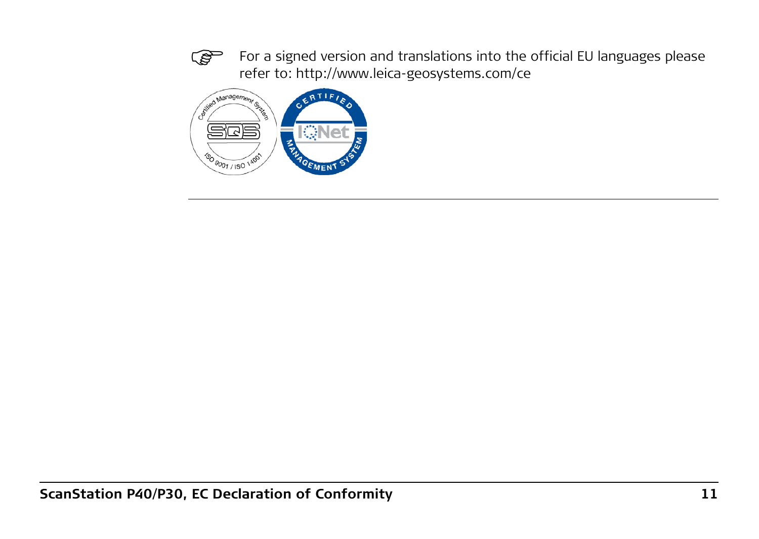For a signed version and translations into the official EU languages please refer to: http://www.leica-geosystems.com/ce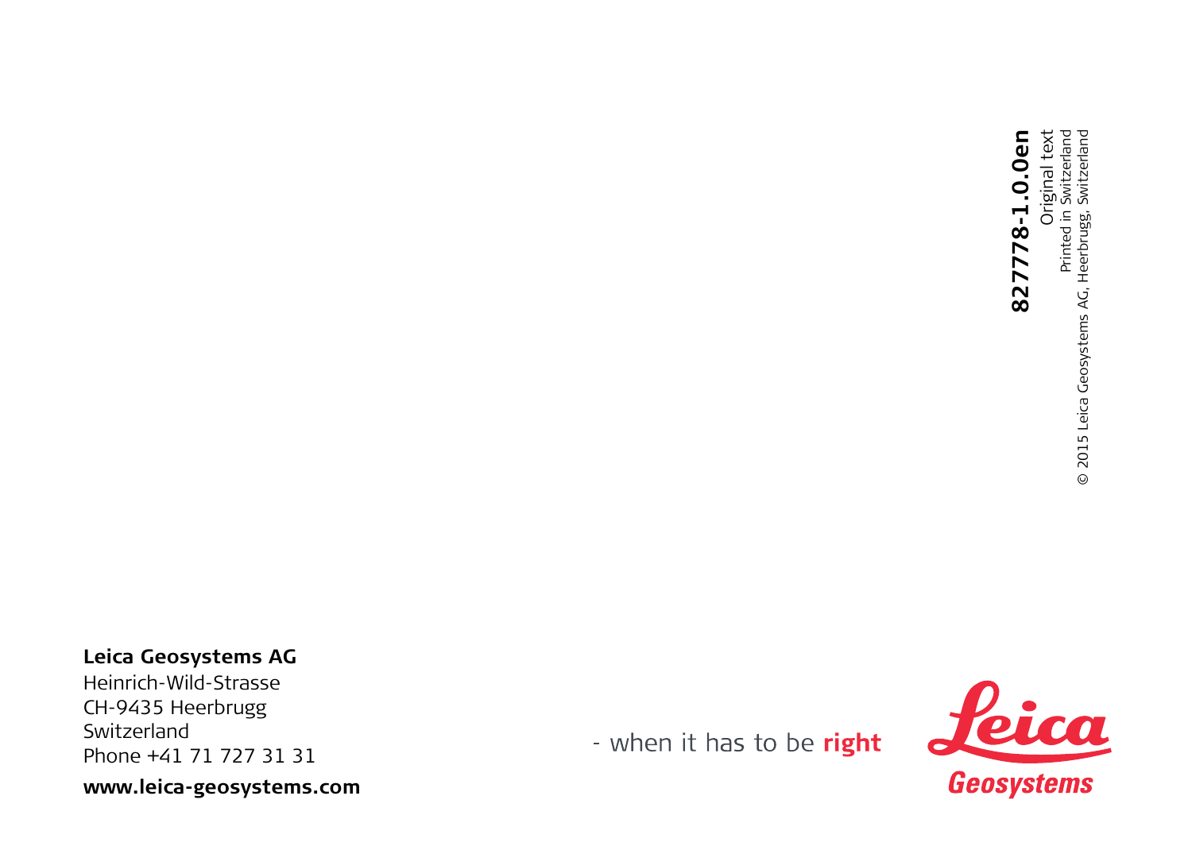**827778-1.0.0en**

Original text

Printed in Switzerland

© 2015 Leica Geosystems AG, Heerbrugg, Switzerland

**Leica Geosystems AG**

Heinrich-Wild-Strasse

CH-9435 Heerbrugg

Switzerland

Phone +41 71 727 31 31

**www.leica-geosystems.com**

- when it has to be **right**

Leica

Geosystems